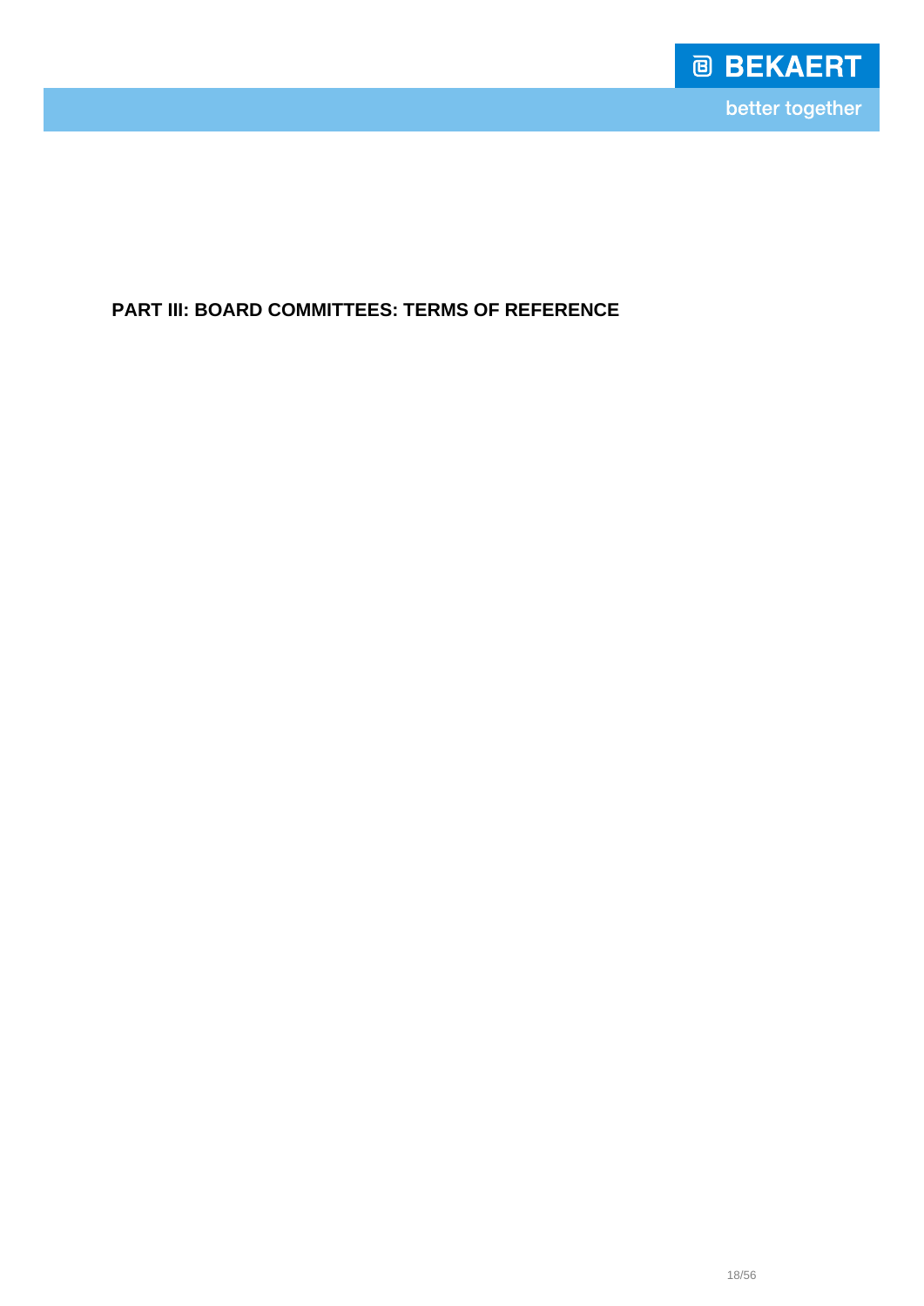# PART III: BOARD COMMITTEES: TERMS OF REFERENCE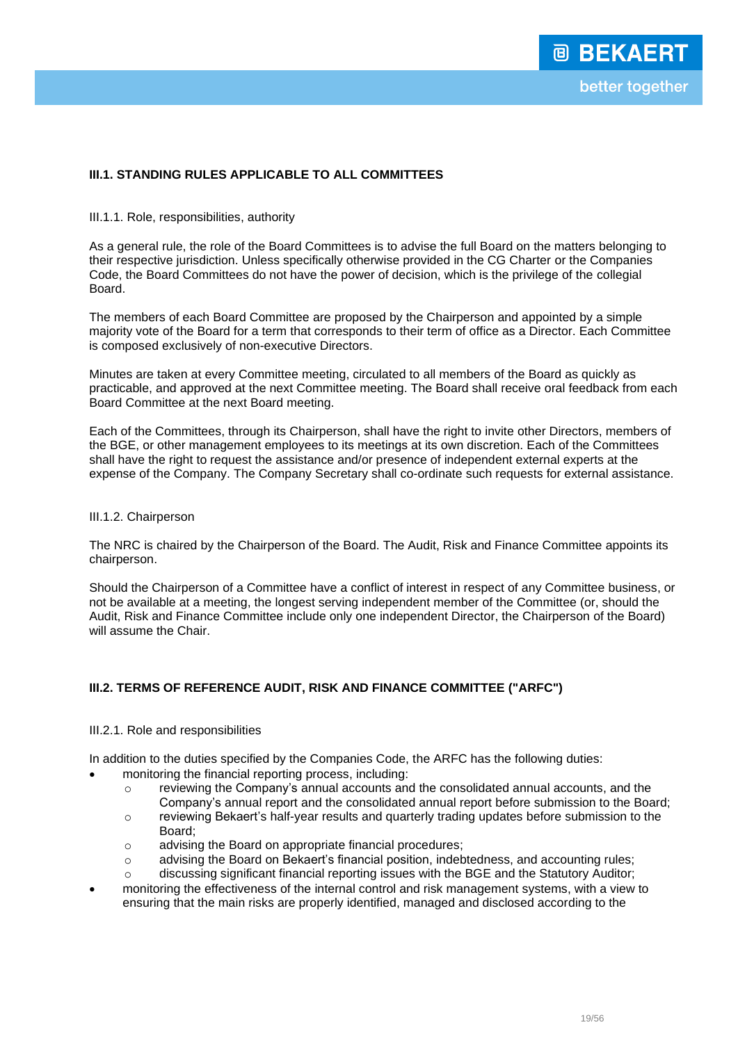### III.1. STANDING RULES APPLICABLE TO ALL COMMITTEES

III.1.1. Role, responsibilities, authority

As a general rule, the role of the Board Committees is to advise the full Board on the matters belonging to their respective jurisdiction. Unless specifically otherwise provided in the CG Charter or the Companies Code, the Board Committees do not have the power of decision, which is the privilege of the collegial Board.

The members of each Board Committee are proposed by the Chairperson and appointed by a simple majority vote of the Board for a term that corresponds to their term of office as a Director. Each Committee is composed exclusively of non-executive Directors.

Minutes are taken at every Committee meeting, circulated to all members of the Board as quickly as practicable, and approved at the next Committee meeting. The Board shall receive oral feedback from each Board Committee at the next Board meeting.

Each of the Committees, through its Chairperson, shall have the right to invite other Directors, members of the BGE, or other management employees to its meetings at its own discretion. Each of the Committees shall have the right to request the assistance and/or presence of independent external experts at the expense of the Company. The Company Secretary shall co-ordinate such requests for external assistance.

III.1.2. Chairperson

The NRC is chaired by the Chairperson of the Board. The Audit, Risk and Finance Committee appoints its chairperson.

Should the Chairperson of a Committee have a conflict of interest in respect of any Committee business, or not be available at a meeting, the longest serving independent member of the Committee (or, should the Audit, Risk and Finance Committee include only one independent Director, the Chairperson of the Board) will assume the Chair.

### III.2. TERMS OF REFERENCE AUDIT, RISK AND FINANCE COMMITTEE ("ARFC")

III.2.1. Role and responsibilities

In addition to the duties specified by the Companies Code, the ARFC has the following duties:

- monitoring the financial reporting process, including:
  - reviewing the Company's annual accounts and the consolidated annual accounts, and the Company's annual report and the consolidated annual report before submission to the Board;
  - reviewing Bekaert's half-year results and quarterly trading updates before submission to the Board;
  - advising the Board on appropriate financial procedures;
  - advising the Board on Bekaert's financial position, indebtedness, and accounting rules;
  - discussing significant financial reporting issues with the BGE and the Statutory Auditor;
- monitoring the effectiveness of the internal control and risk management systems, with a view to ensuring that the main risks are properly identified, managed and disclosed according to the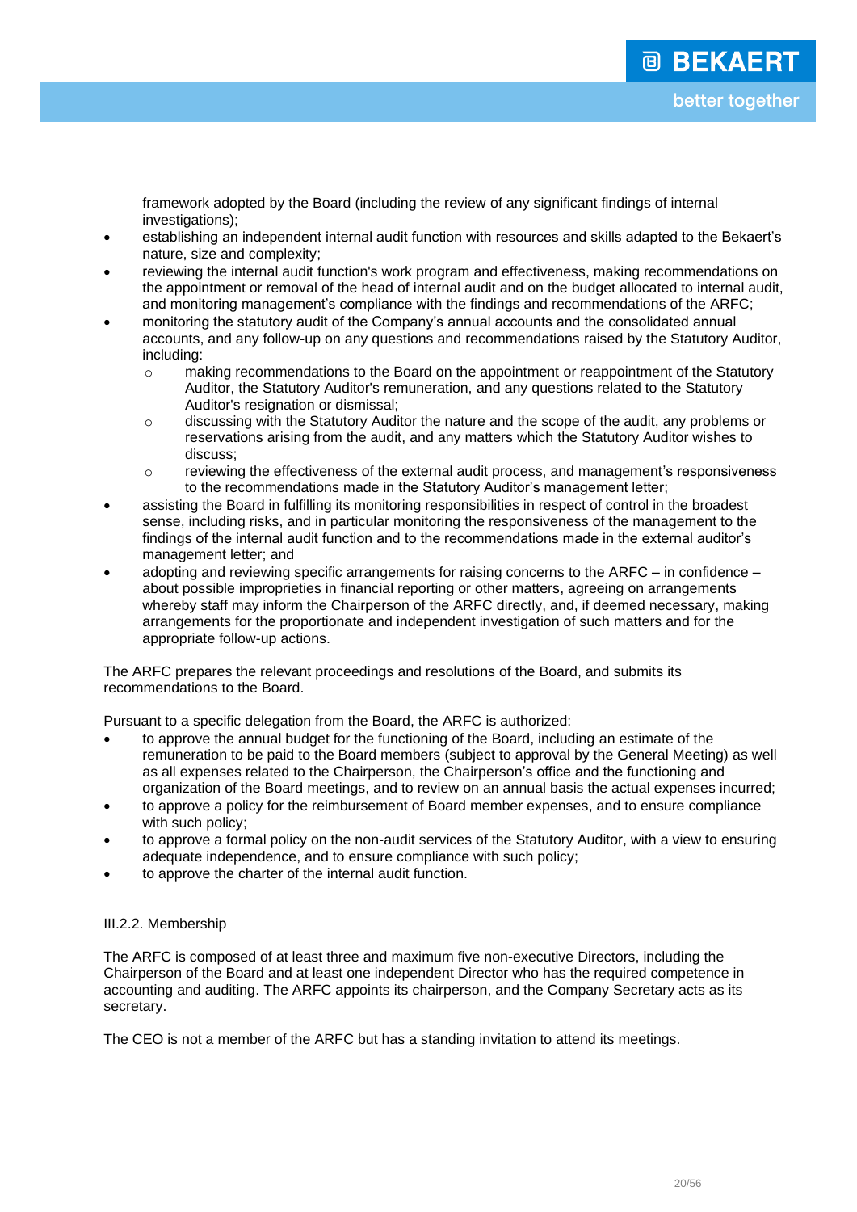framework adopted by the Board (including the review of any significant findings of internal investigations);

- establishing an independent internal audit function with resources and skills adapted to the Bekaert's nature, size and complexity;
- reviewing the internal audit function's work program and effectiveness, making recommendations on the appointment or removal of the head of internal audit and on the budget allocated to internal audit, and monitoring management's compliance with the findings and recommendations of the ARFC;
- monitoring the statutory audit of the Company's annual accounts and the consolidated annual accounts, and any follow-up on any questions and recommendations raised by the Statutory Auditor, including:
  - making recommendations to the Board on the appointment or reappointment of the Statutory Auditor, the Statutory Auditor's remuneration, and any questions related to the Statutory Auditor's resignation or dismissal;
  - discussing with the Statutory Auditor the nature and the scope of the audit, any problems or reservations arising from the audit, and any matters which the Statutory Auditor wishes to discuss;
  - reviewing the effectiveness of the external audit process, and management's responsiveness to the recommendations made in the Statutory Auditor's management letter;
- assisting the Board in fulfilling its monitoring responsibilities in respect of control in the broadest sense, including risks, and in particular monitoring the responsiveness of the management to the findings of the internal audit function and to the recommendations made in the external auditor's management letter; and
- adopting and reviewing specific arrangements for raising concerns to the ARFC – in confidence – about possible improprieties in financial reporting or other matters, agreeing on arrangements whereby staff may inform the Chairperson of the ARFC directly, and, if deemed necessary, making arrangements for the proportionate and independent investigation of such matters and for the appropriate follow-up actions.

The ARFC prepares the relevant proceedings and resolutions of the Board, and submits its recommendations to the Board.

Pursuant to a specific delegation from the Board, the ARFC is authorized:

- to approve the annual budget for the functioning of the Board, including an estimate of the remuneration to be paid to the Board members (subject to approval by the General Meeting) as well as all expenses related to the Chairperson, the Chairperson's office and the functioning and organization of the Board meetings, and to review on an annual basis the actual expenses incurred;
- to approve a policy for the reimbursement of Board member expenses, and to ensure compliance with such policy;
- to approve a formal policy on the non-audit services of the Statutory Auditor, with a view to ensuring adequate independence, and to ensure compliance with such policy;
- to approve the charter of the internal audit function.

### III.2.2. Membership

The ARFC is composed of at least three and maximum five non-executive Directors, including the Chairperson of the Board and at least one independent Director who has the required competence in accounting and auditing. The ARFC appoints its chairperson, and the Company Secretary acts as its secretary.

The CEO is not a member of the ARFC but has a standing invitation to attend its meetings.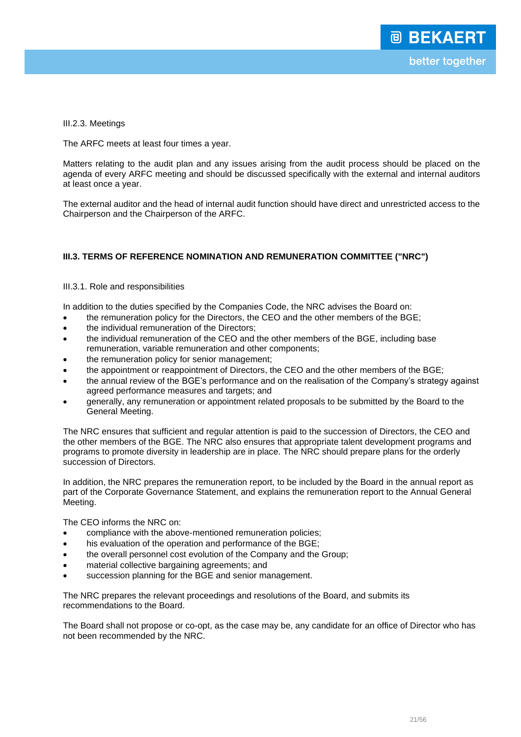III.2.3. Meetings

The ARFC meets at least four times a year.

Matters relating to the audit plan and any issues arising from the audit process should be placed on the agenda of every ARFC meeting and should be discussed specifically with the external and internal auditors at least once a year.

The external auditor and the head of internal audit function should have direct and unrestricted access to the Chairperson and the Chairperson of the ARFC.

## III.3. TERMS OF REFERENCE NOMINATION AND REMUNERATION COMMITTEE ("NRC")

III.3.1. Role and responsibilities

In addition to the duties specified by the Companies Code, the NRC advises the Board on:

- the remuneration policy for the Directors, the CEO and the other members of the BGE;
- the individual remuneration of the Directors;
- the individual remuneration of the CEO and the other members of the BGE, including base remuneration, variable remuneration and other components;
- the remuneration policy for senior management;
- the appointment or reappointment of Directors, the CEO and the other members of the BGE;
- the annual review of the BGE's performance and on the realisation of the Company's strategy against agreed performance measures and targets; and
- generally, any remuneration or appointment related proposals to be submitted by the Board to the General Meeting.

The NRC ensures that sufficient and regular attention is paid to the succession of Directors, the CEO and the other members of the BGE. The NRC also ensures that appropriate talent development programs and programs to promote diversity in leadership are in place. The NRC should prepare plans for the orderly succession of Directors.

In addition, the NRC prepares the remuneration report, to be included by the Board in the annual report as part of the Corporate Governance Statement, and explains the remuneration report to the Annual General Meeting.

The CEO informs the NRC on:

- compliance with the above-mentioned remuneration policies;
- his evaluation of the operation and performance of the BGE;
- the overall personnel cost evolution of the Company and the Group;
- material collective bargaining agreements; and
- succession planning for the BGE and senior management.

The NRC prepares the relevant proceedings and resolutions of the Board, and submits its recommendations to the Board.

The Board shall not propose or co-opt, as the case may be, any candidate for an office of Director who has not been recommended by the NRC.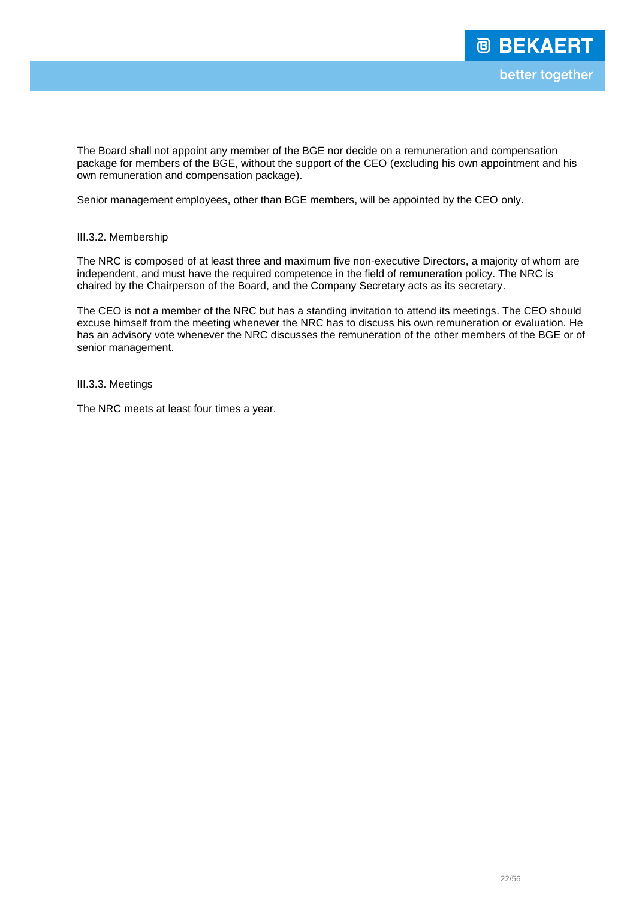The Board shall not appoint any member of the BGE nor decide on a remuneration and compensation package for members of the BGE, without the support of the CEO (excluding his own appointment and his own remuneration and compensation package).

Senior management employees, other than BGE members, will be appointed by the CEO only.

### III.3.2. Membership

The NRC is composed of at least three and maximum five non-executive Directors, a majority of whom are independent, and must have the required competence in the field of remuneration policy. The NRC is chaired by the Chairperson of the Board, and the Company Secretary acts as its secretary.

The CEO is not a member of the NRC but has a standing invitation to attend its meetings. The CEO should excuse himself from the meeting whenever the NRC has to discuss his own remuneration or evaluation. He has an advisory vote whenever the NRC discusses the remuneration of the other members of the BGE or of senior management.

### III.3.3. Meetings

The NRC meets at least four times a year.